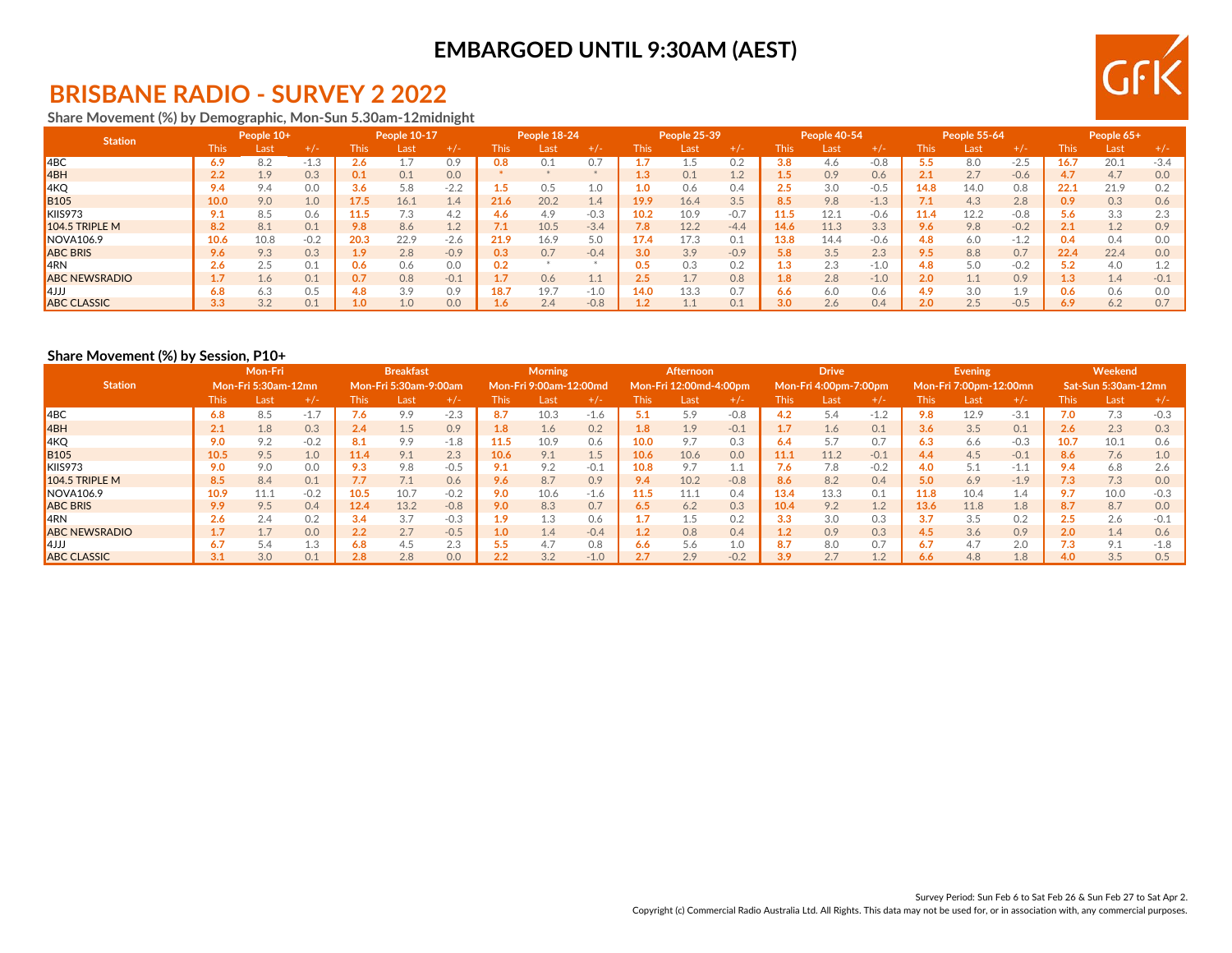# EMBARGOED UNTIL 9:30AM (AEST)

## BRISBANE RADIO - SURVEY 2 2022

### Share Movement (%) by Demographic, Mon-Sun 5.30am-12midnight

| Station | People 10+ | | | People 10-17 | | | People 18-24 | | | People 25-39 | | | People 40-54 | | | People 55-64 | | | People 65+ | | |
|---|---|---|---|---|---|---|---|---|---|---|---|---|---|---|---|---|---|---|---|---|---|
| | This | Last | +/- | This | Last | +/- | This | Last | +/- | This | Last | +/- | This | Last | +/- | This | Last | +/- | This | Last | +/- |
| 4BC | 6.9 | 8.2 | -1.3 | 2.6 | 1.7 | 0.9 | 0.8 | 0.1 | 0.7 | 1.7 | 1.5 | 0.2 | 3.8 | 4.6 | -0.8 | 5.5 | 8.0 | -2.5 | 16.7 | 20.1 | -3.4 |
| 4BH | 2.2 | 1.9 | 0.3 | 0.1 | 0.1 | 0.0 | * | * | * | 1.3 | 0.1 | 1.2 | 1.5 | 0.9 | 0.6 | 2.1 | 2.7 | -0.6 | 4.7 | 4.7 | 0.0 |
| 4KQ | 9.4 | 9.4 | 0.0 | 3.6 | 5.8 | -2.2 | 1.5 | 0.5 | 1.0 | 1.0 | 0.6 | 0.4 | 2.5 | 3.0 | -0.5 | 14.8 | 14.0 | 0.8 | 22.1 | 21.9 | 0.2 |
| B105 | 10.0 | 9.0 | 1.0 | 17.5 | 16.1 | 1.4 | 21.6 | 20.2 | 1.4 | 19.9 | 16.4 | 3.5 | 8.5 | 9.8 | -1.3 | 7.1 | 4.3 | 2.8 | 0.9 | 0.3 | 0.6 |
| KIIS973 | 9.1 | 8.5 | 0.6 | 11.5 | 7.3 | 4.2 | 4.6 | 4.9 | -0.3 | 10.2 | 10.9 | -0.7 | 11.5 | 12.1 | -0.6 | 11.4 | 12.2 | -0.8 | 5.6 | 3.3 | 2.3 |
| 104.5 TRIPLE M | 8.2 | 8.1 | 0.1 | 9.8 | 8.6 | 1.2 | 7.1 | 10.5 | -3.4 | 7.8 | 12.2 | -4.4 | 14.6 | 11.3 | 3.3 | 9.6 | 9.8 | -0.2 | 2.1 | 1.2 | 0.9 |
| NOVA106.9 | 10.6 | 10.8 | -0.2 | 20.3 | 22.9 | -2.6 | 21.9 | 16.9 | 5.0 | 17.4 | 17.3 | 0.1 | 13.8 | 14.4 | -0.6 | 4.8 | 6.0 | -1.2 | 0.4 | 0.4 | 0.0 |
| ABC BRIS | 9.6 | 9.3 | 0.3 | 1.9 | 2.8 | -0.9 | 0.3 | 0.7 | -0.4 | 3.0 | 3.9 | -0.9 | 5.8 | 3.5 | 2.3 | 9.5 | 8.8 | 0.7 | 22.4 | 22.4 | 0.0 |
| 4RN | 2.6 | 2.5 | 0.1 | 0.6 | 0.6 | 0.0 | 0.2 | * | * | 0.5 | 0.3 | 0.2 | 1.3 | 2.3 | -1.0 | 4.8 | 5.0 | -0.2 | 5.2 | 4.0 | 1.2 |
| ABC NEWSRADIO | 1.7 | 1.6 | 0.1 | 0.7 | 0.8 | -0.1 | 1.7 | 0.6 | 1.1 | 2.5 | 1.7 | 0.8 | 1.8 | 2.8 | -1.0 | 2.0 | 1.1 | 0.9 | 1.3 | 1.4 | -0.1 |
| 4JJJ | 6.8 | 6.3 | 0.5 | 4.8 | 3.9 | 0.9 | 18.7 | 19.7 | -1.0 | 14.0 | 13.3 | 0.7 | 6.6 | 6.0 | 0.6 | 4.9 | 3.0 | 1.9 | 0.6 | 0.6 | 0.0 |
| ABC CLASSIC | 3.3 | 3.2 | 0.1 | 1.0 | 1.0 | 0.0 | 1.6 | 2.4 | -0.8 | 1.2 | 1.1 | 0.1 | 3.0 | 2.6 | 0.4 | 2.0 | 2.5 | -0.5 | 6.9 | 6.2 | 0.7 |

### Share Movement (%) by Session, P10+

| Station | Mon-Fri Mon-Fri 5:30am-12mn | | | Breakfast Mon-Fri 5:30am-9:00am | | | Morning Mon-Fri 9:00am-12:00md | | | Afternoon Mon-Fri 12:00md-4:00pm | | | Drive Mon-Fri 4:00pm-7:00pm | | | Evening Mon-Fri 7:00pm-12:00mn | | | Weekend Sat-Sun 5:30am-12mn | | |
|---|---|---|---|---|---|---|---|---|---|---|---|---|---|---|---|---|---|---|---|---|---|
| | This | Last | +/- | This | Last | +/- | This | Last | +/- | This | Last | +/- | This | Last | +/- | This | Last | +/- | This | Last | +/- |
| 4BC | 6.8 | 8.5 | -1.7 | 7.6 | 9.9 | -2.3 | 8.7 | 10.3 | -1.6 | 5.1 | 5.9 | -0.8 | 4.2 | 5.4 | -1.2 | 9.8 | 12.9 | -3.1 | 7.0 | 7.3 | -0.3 |
| 4BH | 2.1 | 1.8 | 0.3 | 2.4 | 1.5 | 0.9 | 1.8 | 1.6 | 0.2 | 1.8 | 1.9 | -0.1 | 1.7 | 1.6 | 0.1 | 3.6 | 3.5 | 0.1 | 2.6 | 2.3 | 0.3 |
| 4KQ | 9.0 | 9.2 | -0.2 | 8.1 | 9.9 | -1.8 | 11.5 | 10.9 | 0.6 | 10.0 | 9.7 | 0.3 | 6.4 | 5.7 | 0.7 | 6.3 | 6.6 | -0.3 | 10.7 | 10.1 | 0.6 |
| B105 | 10.5 | 9.5 | 1.0 | 11.4 | 9.1 | 2.3 | 10.6 | 9.1 | 1.5 | 10.6 | 10.6 | 0.0 | 11.1 | 11.2 | -0.1 | 4.4 | 4.5 | -0.1 | 8.6 | 7.6 | 1.0 |
| KIIS973 | 9.0 | 9.0 | 0.0 | 9.3 | 9.8 | -0.5 | 9.1 | 9.2 | -0.1 | 10.8 | 9.7 | 1.1 | 7.6 | 7.8 | -0.2 | 4.0 | 5.1 | -1.1 | 9.4 | 6.8 | 2.6 |
| 104.5 TRIPLE M | 8.5 | 8.4 | 0.1 | 7.7 | 7.1 | 0.6 | 9.6 | 8.7 | 0.9 | 9.4 | 10.2 | -0.8 | 8.6 | 8.2 | 0.4 | 5.0 | 6.9 | -1.9 | 7.3 | 7.3 | 0.0 |
| NOVA106.9 | 10.9 | 11.1 | -0.2 | 10.5 | 10.7 | -0.2 | 9.0 | 10.6 | -1.6 | 11.5 | 11.1 | 0.4 | 13.4 | 13.3 | 0.1 | 11.8 | 10.4 | 1.4 | 9.7 | 10.0 | -0.3 |
| ABC BRIS | 9.9 | 9.5 | 0.4 | 12.4 | 13.2 | -0.8 | 9.0 | 8.3 | 0.7 | 6.5 | 6.2 | 0.3 | 10.4 | 9.2 | 1.2 | 13.6 | 11.8 | 1.8 | 8.7 | 8.7 | 0.0 |
| 4RN | 2.6 | 2.4 | 0.2 | 3.4 | 3.7 | -0.3 | 1.9 | 1.3 | 0.6 | 1.7 | 1.5 | 0.2 | 3.3 | 3.0 | 0.3 | 3.7 | 3.5 | 0.2 | 2.5 | 2.6 | -0.1 |
| ABC NEWSRADIO | 1.7 | 1.7 | 0.0 | 2.2 | 2.7 | -0.5 | 1.0 | 1.4 | -0.4 | 1.2 | 0.8 | 0.4 | 1.2 | 0.9 | 0.3 | 4.5 | 3.6 | 0.9 | 2.0 | 1.4 | 0.6 |
| 4JJJ | 6.7 | 5.4 | 1.3 | 6.8 | 4.5 | 2.3 | 5.5 | 4.7 | 0.8 | 6.6 | 5.6 | 1.0 | 8.7 | 8.0 | 0.7 | 6.7 | 4.7 | 2.0 | 7.3 | 9.1 | -1.8 |
| ABC CLASSIC | 3.1 | 3.0 | 0.1 | 2.8 | 2.8 | 0.0 | 2.2 | 3.2 | -1.0 | 2.7 | 2.9 | -0.2 | 3.9 | 2.7 | 1.2 | 6.6 | 4.8 | 1.8 | 4.0 | 3.5 | 0.5 |

Survey Period: Sun Feb 6 to Sat Feb 26 & Sun Feb 27 to Sat Apr 2.

Copyright (c) Commercial Radio Australia Ltd. All Rights. This data may not be used for, or in association with, any commercial purposes.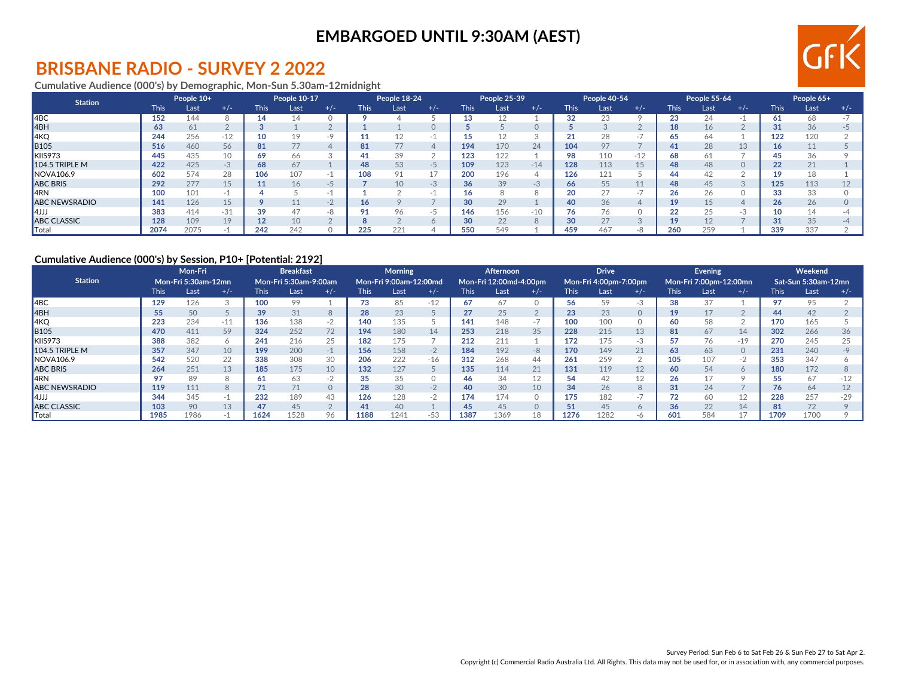**EMBARGOED UNTIL 9:30AM (AEST)**

# BRISBANE RADIO - SURVEY 2 2022

### Cumulative Audience (000's) by Demographic, Mon-Sun 5.30am-12midnight

| Station | People 10+ | | | People 10-17 | | | People 18-24 | | | People 25-39 | | | People 40-54 | | | People 55-64 | | | People 65+ | | |
|---|---|---|---|---|---|---|---|---|---|---|---|---|---|---|---|---|---|---|---|---|---|
| | This | Last | +/- | This | Last | +/- | This | Last | +/- | This | Last | +/- | This | Last | +/- | This | Last | +/- | This | Last | +/- |
| 4BC | 152 | 144 | 8 | 14 | 14 | 0 | 9 | 4 | 5 | 13 | 12 | 1 | 32 | 23 | 9 | 23 | 24 | -1 | 61 | 68 | -7 |
| 4BH | 63 | 61 | 2 | 3 | 1 | 2 | 1 | 1 | 0 | 5 | 5 | 0 | 5 | 3 | 2 | 18 | 16 | 2 | 31 | 36 | -5 |
| 4KQ | 244 | 256 | -12 | 10 | 19 | -9 | 11 | 12 | -1 | 15 | 12 | 3 | 21 | 28 | -7 | 65 | 64 | 1 | 122 | 120 | 2 |
| B105 | 516 | 460 | 56 | 81 | 77 | 4 | 81 | 77 | 4 | 194 | 170 | 24 | 104 | 97 | 7 | 41 | 28 | 13 | 16 | 11 | 5 |
| KIIS973 | 445 | 435 | 10 | 69 | 66 | 3 | 41 | 39 | 2 | 123 | 122 | 1 | 98 | 110 | -12 | 68 | 61 | 7 | 45 | 36 | 9 |
| 104.5 TRIPLE M | 422 | 425 | -3 | 68 | 67 | 1 | 48 | 53 | -5 | 109 | 123 | -14 | 128 | 113 | 15 | 48 | 48 | 0 | 22 | 21 | 1 |
| NOVA106.9 | 602 | 574 | 28 | 106 | 107 | -1 | 108 | 91 | 17 | 200 | 196 | 4 | 126 | 121 | 5 | 44 | 42 | 2 | 19 | 18 | 1 |
| ABC BRIS | 292 | 277 | 15 | 11 | 16 | -5 | 7 | 10 | -3 | 36 | 39 | -3 | 66 | 55 | 11 | 48 | 45 | 3 | 125 | 113 | 12 |
| 4RN | 100 | 101 | -1 | 4 | 5 | -1 | 1 | 2 | -1 | 16 | 8 | 8 | 20 | 27 | -7 | 26 | 26 | 0 | 33 | 33 | 0 |
| ABC NEWSRADIO | 141 | 126 | 15 | 9 | 11 | -2 | 16 | 9 | 7 | 30 | 29 | 1 | 40 | 36 | 4 | 19 | 15 | 4 | 26 | 26 | 0 |
| 4JJJ | 383 | 414 | -31 | 39 | 47 | -8 | 91 | 96 | -5 | 146 | 156 | -10 | 76 | 76 | 0 | 22 | 25 | -3 | 10 | 14 | -4 |
| ABC CLASSIC | 128 | 109 | 19 | 12 | 10 | 2 | 8 | 2 | 6 | 30 | 22 | 8 | 30 | 27 | 3 | 19 | 12 | 7 | 31 | 35 | -4 |
| Total | 2074 | 2075 | -1 | 242 | 242 | 0 | 225 | 221 | 4 | 550 | 549 | 1 | 459 | 467 | -8 | 260 | 259 | 1 | 339 | 337 | 2 |

### Cumulative Audience (000's) by Session, P10+ [Potential: 2192]

| Station | Mon-Fri Mon-Fri 5:30am-12mn | | | Breakfast Mon-Fri 5:30am-9:00am | | | Morning Mon-Fri 9:00am-12:00md | | | Afternoon Mon-Fri 12:00md-4:00pm | | | Drive Mon-Fri 4:00pm-7:00pm | | | Evening Mon-Fri 7:00pm-12:00mn | | | Weekend Sat-Sun 5:30am-12mn | | |
|---|---|---|---|---|---|---|---|---|---|---|---|---|---|---|---|---|---|---|---|---|---|
| | This | Last | +/- | This | Last | +/- | This | Last | +/- | This | Last | +/- | This | Last | +/- | This | Last | +/- | This | Last | +/- |
| 4BC | 129 | 126 | 3 | 100 | 99 | 1 | 73 | 85 | -12 | 67 | 67 | 0 | 56 | 59 | -3 | 38 | 37 | 1 | 97 | 95 | 2 |
| 4BH | 55 | 50 | 5 | 39 | 31 | 8 | 28 | 23 | 5 | 27 | 25 | 2 | 23 | 23 | 0 | 19 | 17 | 2 | 44 | 42 | 2 |
| 4KQ | 223 | 234 | -11 | 136 | 138 | -2 | 140 | 135 | 5 | 141 | 148 | -7 | 100 | 100 | 0 | 60 | 58 | 2 | 170 | 165 | 5 |
| B105 | 470 | 411 | 59 | 324 | 252 | 72 | 194 | 180 | 14 | 253 | 218 | 35 | 228 | 215 | 13 | 81 | 67 | 14 | 302 | 266 | 36 |
| KIIS973 | 388 | 382 | 6 | 241 | 216 | 25 | 182 | 175 | 7 | 212 | 211 | 1 | 172 | 175 | -3 | 57 | 76 | -19 | 270 | 245 | 25 |
| 104.5 TRIPLE M | 357 | 347 | 10 | 199 | 200 | -1 | 156 | 158 | -2 | 184 | 192 | -8 | 170 | 149 | 21 | 63 | 63 | 0 | 231 | 240 | -9 |
| NOVA106.9 | 542 | 520 | 22 | 338 | 308 | 30 | 206 | 222 | -16 | 312 | 268 | 44 | 261 | 259 | 2 | 105 | 107 | -2 | 353 | 347 | 6 |
| ABC BRIS | 264 | 251 | 13 | 185 | 175 | 10 | 132 | 127 | 5 | 135 | 114 | 21 | 131 | 119 | 12 | 60 | 54 | 6 | 180 | 172 | 8 |
| 4RN | 97 | 89 | 8 | 61 | 63 | -2 | 35 | 35 | 0 | 46 | 34 | 12 | 54 | 42 | 12 | 26 | 17 | 9 | 55 | 67 | -12 |
| ABC NEWSRADIO | 119 | 111 | 8 | 71 | 71 | 0 | 28 | 30 | -2 | 40 | 30 | 10 | 34 | 26 | 8 | 31 | 24 | 7 | 76 | 64 | 12 |
| 4JJJ | 344 | 345 | -1 | 232 | 189 | 43 | 126 | 128 | -2 | 174 | 174 | 0 | 175 | 182 | -7 | 72 | 60 | 12 | 228 | 257 | -29 |
| ABC CLASSIC | 103 | 90 | 13 | 47 | 45 | 2 | 41 | 40 | 1 | 45 | 45 | 0 | 51 | 45 | 6 | 36 | 22 | 14 | 81 | 72 | 9 |
| Total | 1985 | 1986 | -1 | 1624 | 1528 | 96 | 1188 | 1241 | -53 | 1387 | 1369 | 18 | 1276 | 1282 | -6 | 601 | 584 | 17 | 1709 | 1700 | 9 |

Survey Period: Sun Feb 6 to Sat Feb 26 & Sun Feb 27 to Sat Apr 2.

Copyright (c) Commercial Radio Australia Ltd. All Rights. This data may not be used for, or in association with, any commercial purposes.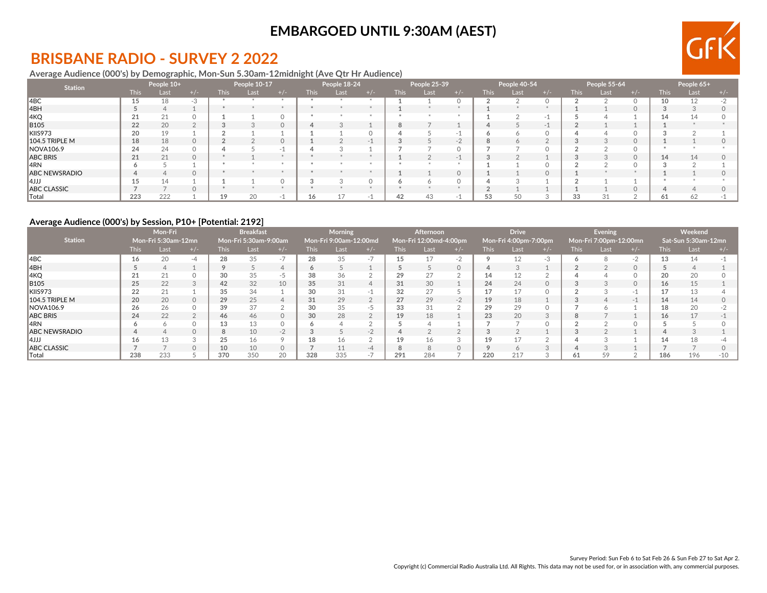# EMBARGOED UNTIL 9:30AM (AEST)

## BRISBANE RADIO - SURVEY 2 2022

### Average Audience (000's) by Demographic, Mon-Sun 5.30am-12midnight (Ave Qtr Hr Audience)

| Station | People 10+ | | | People 10-17 | | | People 18-24 | | | People 25-39 | | | People 40-54 | | | People 55-64 | | | People 65+ | | |
|---|---|---|---|---|---|---|---|---|---|---|---|---|---|---|---|---|---|---|---|---|---|
| | This | Last | +/- | This | Last | +/- | This | Last | +/- | This | Last | +/- | This | Last | +/- | This | Last | +/- | This | Last | +/- |
| 4BC | 15 | 18 | -3 | * | * | * | * | * | * | 1 | 1 | 0 | 2 | 2 | 0 | 2 | 2 | 0 | 10 | 12 | -2 |
| 4BH | 5 | 4 | 1 | * | * | * | * | * | * | 1 | * | * | 1 | * | * | 1 | 1 | 0 | 3 | 3 | 0 |
| 4KQ | 21 | 21 | 0 | 1 | 1 | 0 | * | * | * | * | * | * | 1 | 2 | -1 | 5 | 4 | 1 | 14 | 14 | 0 |
| B105 | 22 | 20 | 2 | 3 | 3 | 0 | 4 | 3 | 1 | 8 | 7 | 1 | 4 | 5 | -1 | 2 | 1 | 1 | 1 | * | * |
| KIIS973 | 20 | 19 | 1 | 2 | 1 | 1 | 1 | 1 | 0 | 4 | 5 | -1 | 6 | 6 | 0 | 4 | 4 | 0 | 3 | 2 | 1 |
| 104.5 TRIPLE M | 18 | 18 | 0 | 2 | 2 | 0 | 1 | 2 | -1 | 3 | 5 | -2 | 8 | 6 | 2 | 3 | 3 | 0 | 1 | 1 | 0 |
| NOVA106.9 | 24 | 24 | 0 | 4 | 5 | -1 | 4 | 3 | 1 | 7 | 7 | 0 | 7 | 7 | 0 | 2 | 2 | 0 | * | * | * |
| ABC BRIS | 21 | 21 | 0 | * | 1 | * | * | * | * | 1 | 2 | -1 | 3 | 2 | 1 | 3 | 3 | 0 | 14 | 14 | 0 |
| 4RN | 6 | 5 | 1 | * | * | * | * | * | * | * | * | * | 1 | 1 | 0 | 2 | 2 | 0 | 3 | 2 | 1 |
| ABC NEWSRADIO | 4 | 4 | 0 | * | * | * | * | * | * | 1 | 1 | 0 | 1 | 1 | 0 | 1 | * | * | 1 | 1 | 0 |
| 4JJJ | 15 | 14 | 1 | 1 | 1 | 0 | 3 | 3 | 0 | 6 | 6 | 0 | 4 | 3 | 1 | 2 | 1 | 1 | * | * | * |
| ABC CLASSIC | 7 | 7 | 0 | * | * | * | * | * | * | * | * | * | 2 | 1 | 1 | 1 | 1 | 0 | 4 | 4 | 0 |
| Total | 223 | 222 | 1 | 19 | 20 | -1 | 16 | 17 | -1 | 42 | 43 | -1 | 53 | 50 | 3 | 33 | 31 | 2 | 61 | 62 | -1 |

### Average Audience (000's) by Session, P10+ [Potential: 2192]

| Station | Mon-Fri Mon-Fri 5:30am-12mn | | | Breakfast Mon-Fri 5:30am-9:00am | | | Morning Mon-Fri 9:00am-12:00md | | | Afternoon Mon-Fri 12:00md-4:00pm | | | Drive Mon-Fri 4:00pm-7:00pm | | | Evening Mon-Fri 7:00pm-12:00mn | | | Weekend Sat-Sun 5:30am-12mn | | |
|---|---|---|---|---|---|---|---|---|---|---|---|---|---|---|---|---|---|---|---|---|---|
| | This | Last | +/- | This | Last | +/- | This | Last | +/- | This | Last | +/- | This | Last | +/- | This | Last | +/- | This | Last | +/- |
| 4BC | 16 | 20 | -4 | 28 | 35 | -7 | 28 | 35 | -7 | 15 | 17 | -2 | 9 | 12 | -3 | 6 | 8 | -2 | 13 | 14 | -1 |
| 4BH | 5 | 4 | 1 | 9 | 5 | 4 | 6 | 5 | 1 | 5 | 5 | 0 | 4 | 3 | 1 | 2 | 2 | 0 | 5 | 4 | 1 |
| 4KQ | 21 | 21 | 0 | 30 | 35 | -5 | 38 | 36 | 2 | 29 | 27 | 2 | 14 | 12 | 2 | 4 | 4 | 0 | 20 | 20 | 0 |
| B105 | 25 | 22 | 3 | 42 | 32 | 10 | 35 | 31 | 4 | 31 | 30 | 1 | 24 | 24 | 0 | 3 | 3 | 0 | 16 | 15 | 1 |
| KIIS973 | 22 | 21 | 1 | 35 | 34 | 1 | 30 | 31 | -1 | 32 | 27 | 5 | 17 | 17 | 0 | 2 | 3 | -1 | 17 | 13 | 4 |
| 104.5 TRIPLE M | 20 | 20 | 0 | 29 | 25 | 4 | 31 | 29 | 2 | 27 | 29 | -2 | 19 | 18 | 1 | 3 | 4 | -1 | 14 | 14 | 0 |
| NOVA106.9 | 26 | 26 | 0 | 39 | 37 | 2 | 30 | 35 | -5 | 33 | 31 | 2 | 29 | 29 | 0 | 7 | 6 | 1 | 18 | 20 | -2 |
| ABC BRIS | 24 | 22 | 2 | 46 | 46 | 0 | 30 | 28 | 2 | 19 | 18 | 1 | 23 | 20 | 3 | 8 | 7 | 1 | 16 | 17 | -1 |
| 4RN | 6 | 6 | 0 | 13 | 13 | 0 | 6 | 4 | 2 | 5 | 4 | 1 | 7 | 7 | 0 | 2 | 2 | 0 | 5 | 5 | 0 |
| ABC NEWSRADIO | 4 | 4 | 0 | 8 | 10 | -2 | 3 | 5 | -2 | 4 | 2 | 2 | 3 | 2 | 1 | 3 | 2 | 1 | 4 | 3 | 1 |
| 4JJJ | 16 | 13 | 3 | 25 | 16 | 9 | 18 | 16 | 2 | 19 | 16 | 3 | 19 | 17 | 2 | 4 | 3 | 1 | 14 | 18 | -4 |
| ABC CLASSIC | 7 | 7 | 0 | 10 | 10 | 0 | 7 | 11 | -4 | 8 | 8 | 0 | 9 | 6 | 3 | 4 | 3 | 1 | 7 | 7 | 0 |
| Total | 238 | 233 | 5 | 370 | 350 | 20 | 328 | 335 | -7 | 291 | 284 | 7 | 220 | 217 | 3 | 61 | 59 | 2 | 186 | 196 | -10 |

Survey Period: Sun Feb 6 to Sat Feb 26 & Sun Feb 27 to Sat Apr 2.

Copyright (c) Commercial Radio Australia Ltd. All Rights. This data may not be used for, or in association with, any commercial purposes.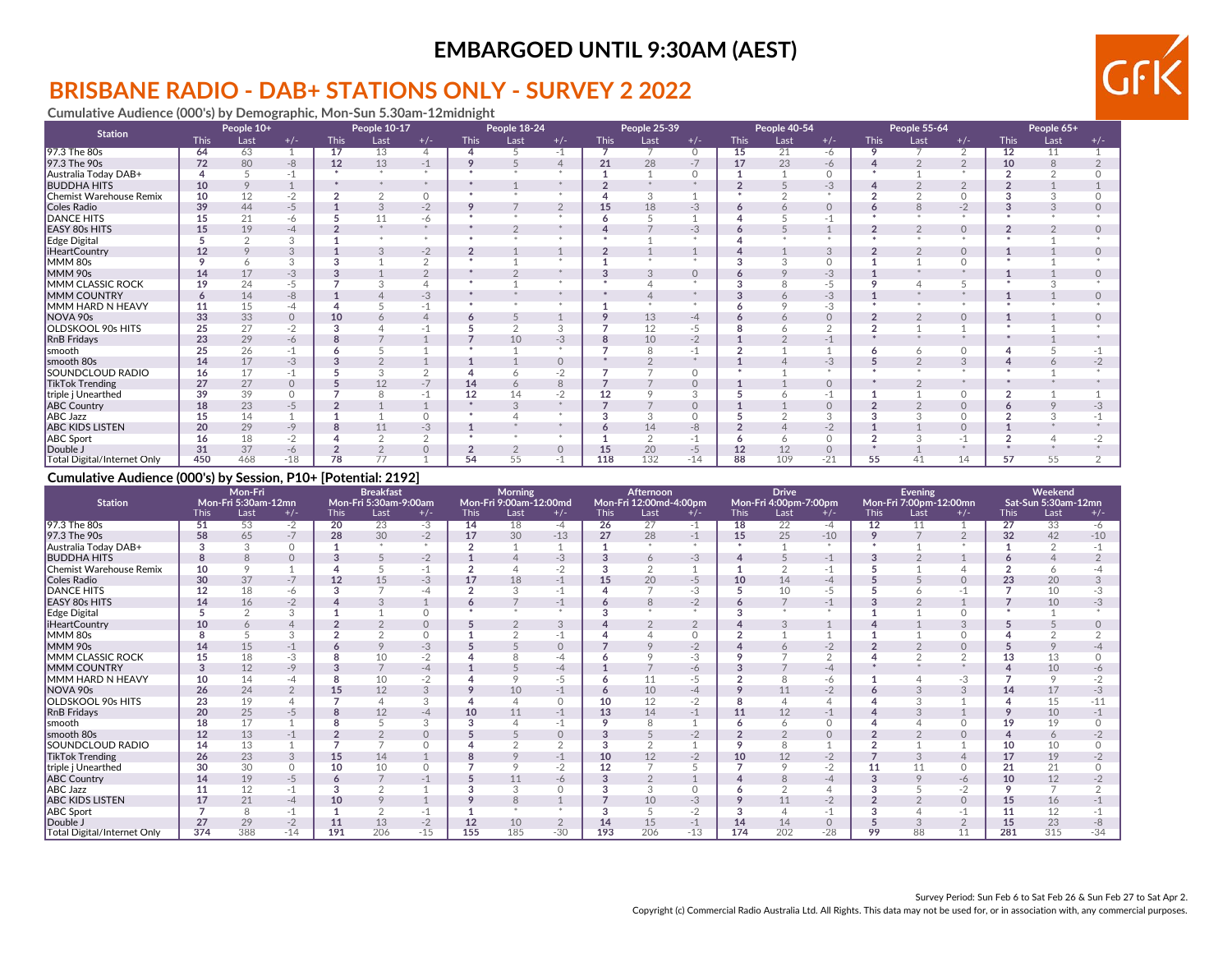**EMBARGOED UNTIL 9:30AM (AEST)**

# BRISBANE RADIO - DAB+ STATIONS ONLY - SURVEY 2 2022

**Cumulative Audience (000's) by Demographic, Mon-Sun 5.30am-12midnight**

| Station | People 10+ | | | People 10-17 | | | People 18-24 | | | People 25-39 | | | People 40-54 | | | People 55-64 | | | People 65+ | | |
|---|---|---|---|---|---|---|---|---|---|---|---|---|---|---|---|---|---|---|---|---|---|
| | This | Last | +/- | This | Last | +/- | This | Last | +/- | This | Last | +/- | This | Last | +/- | This | Last | +/- | This | Last | +/- |
| 97.3 The 80s | 64 | 63 | 1 | 17 | 13 | 4 | 4 | 5 | -1 | 7 | 7 | 0 | 15 | 21 | -6 | 9 | 7 | 2 | 12 | 11 | 1 |
| 97.3 The 90s | 72 | 80 | -8 | 12 | 13 | -1 | 9 | 5 | 4 | 21 | 28 | -7 | 17 | 23 | -6 | 4 | 2 | 2 | 10 | 8 | 2 |
| Australia Today DAB+ | 4 | 5 | -1 | * | * | * | * | * | * | 1 | 1 | 0 | 1 | 1 | 0 | * | 1 | * | 2 | 2 | 0 |
| BUDDHA HITS | 10 | 9 | 1 | * | * | * | * | 1 | * | 2 | * | * | 2 | 5 | -3 | 4 | 2 | 2 | 2 | 1 | 1 |
| Chemist Warehouse Remix | 10 | 12 | -2 | 2 | 2 | 0 | * | * | * | 4 | 3 | 1 | * | 2 | * | 2 | 2 | 0 | 3 | 3 | 0 |
| Coles Radio | 39 | 44 | -5 | 1 | 3 | -2 | 9 | 7 | 2 | 15 | 18 | -3 | 6 | 6 | 0 | 6 | 8 | -2 | 3 | 3 | 0 |
| DANCE HITS | 15 | 21 | -6 | 5 | 11 | -6 | * | * | * | 6 | 5 | 1 | 4 | 5 | -1 | * | * | * | * | * | * |
| EASY 80s HITS | 15 | 19 | -4 | 2 | * | * | * | 2 | * | 4 | 7 | -3 | 6 | 5 | 1 | 2 | 2 | 0 | 2 | 2 | 0 |
| Edge Digital | 5 | 2 | 3 | 1 | * | * | * | * | * | * | 1 | * | 4 | * | * | * | * | * | * | 1 | * |
| iHeartCountry | 12 | 9 | 3 | 1 | 3 | -2 | 2 | 1 | 1 | 2 | 1 | 1 | 4 | 1 | 3 | 2 | 2 | 0 | 1 | 1 | 0 |
| MMM 80s | 9 | 6 | 3 | 3 | 1 | 2 | * | 1 | * | 1 | * | * | 3 | 3 | 0 | 1 | 1 | 0 | * | 1 | * |
| MMM 90s | 14 | 17 | -3 | 3 | 1 | 2 | * | 2 | * | 3 | 3 | 0 | 6 | 9 | -3 | 1 | * | * | 1 | 1 | 0 |
| MMM CLASSIC ROCK | 19 | 24 | -5 | 7 | 3 | 4 | * | 1 | * | * | 4 | * | 3 | 8 | -5 | 9 | 4 | 5 | * | 3 | * |
| MMM COUNTRY | 6 | 14 | -8 | 1 | 4 | -3 | * | * | * | * | 4 | * | 3 | 6 | -3 | 1 | * | * | 1 | 1 | 0 |
| MMM HARD N HEAVY | 11 | 15 | -4 | 4 | 5 | -1 | * | * | * | 1 | * | * | 6 | 9 | -3 | * | * | * | * | * | * |
| NOVA 90s | 33 | 33 | 0 | 10 | 6 | 4 | 6 | 5 | 1 | 9 | 13 | -4 | 6 | 6 | 0 | 2 | 2 | 0 | 1 | 1 | 0 |
| OLDSKOOL 90s HITS | 25 | 27 | -2 | 3 | 4 | -1 | 5 | 2 | 3 | 7 | 12 | -5 | 8 | 6 | 2 | 2 | 1 | 1 | * | 1 | * |
| RnB Fridays | 23 | 29 | -6 | 8 | 7 | 1 | 7 | 10 | -3 | 8 | 10 | -2 | 1 | 2 | -1 | * | * | * | * | 1 | * |
| smooth | 25 | 26 | -1 | 6 | 5 | 1 | * | 1 | * | 7 | 8 | -1 | 2 | 1 | 1 | 6 | 6 | 0 | 4 | 5 | -1 |
| smooth 80s | 14 | 17 | -3 | 3 | 2 | 1 | 1 | 1 | 0 | * | 2 | * | 1 | 4 | -3 | 5 | 2 | 3 | 4 | 6 | -2 |
| SOUNDCLOUD RADIO | 16 | 17 | -1 | 5 | 3 | 2 | 4 | 6 | -2 | 7 | 7 | 0 | * | 1 | * | * | * | * | * | 1 | * |
| TikTok Trending | 27 | 27 | 0 | 5 | 12 | -7 | 14 | 6 | 8 | 7 | 7 | 0 | 1 | 1 | 0 | * | 2 | * | * | * | * |
| triple j Unearthed | 39 | 39 | 0 | 7 | 8 | -1 | 12 | 14 | -2 | 12 | 9 | 3 | 5 | 6 | -1 | 1 | 1 | 0 | 2 | 1 | 1 |
| ABC Country | 18 | 23 | -5 | 2 | 1 | 1 | * | 3 | * | 7 | 7 | 0 | 1 | 1 | 0 | 2 | 2 | 0 | 6 | 9 | -3 |
| ABC Jazz | 15 | 14 | 1 | 1 | 1 | 0 | * | 4 | * | 3 | 3 | 0 | 5 | 2 | 3 | 3 | 3 | 0 | 2 | 3 | -1 |
| ABC KIDS LISTEN | 20 | 29 | -9 | 8 | 11 | -3 | 1 | * | * | 6 | 14 | -8 | 2 | 4 | -2 | 1 | 1 | 0 | 1 | * | * |
| ABC Sport | 16 | 18 | -2 | 4 | 2 | 2 | * | * | * | 1 | 2 | -1 | 6 | 6 | 0 | 2 | 3 | -1 | 2 | 4 | -2 |
| Double J | 31 | 37 | -6 | 2 | 2 | 0 | 2 | 2 | 0 | 15 | 20 | -5 | 12 | 12 | 0 | * | 1 | * | * | * | * |
| Total Digital/Internet Only | 450 | 468 | -18 | 78 | 77 | 1 | 54 | 55 | -1 | 118 | 132 | -14 | 88 | 109 | -21 | 55 | 41 | 14 | 57 | 55 | 2 |

**Cumulative Audience (000's) by Session, P10+ [Potential: 2192]**

| Station | Mon-Fri Mon-Fri 5:30am-12mn | | | Breakfast Mon-Fri 5:30am-9:00am | | | Morning Mon-Fri 9:00am-12:00md | | | Afternoon Mon-Fri 12:00md-4:00pm | | | Drive Mon-Fri 4:00pm-7:00pm | | | Evening Mon-Fri 7:00pm-12:00mn | | | Weekend Sat-Sun 5:30am-12mn | | |
|---|---|---|---|---|---|---|---|---|---|---|---|---|---|---|---|---|---|---|---|---|---|
| | This | Last | +/- | This | Last | +/- | This | Last | +/- | This | Last | +/- | This | Last | +/- | This | Last | +/- | This | Last | +/- |
| 97.3 The 80s | 51 | 53 | -2 | 20 | 23 | -3 | 14 | 18 | -4 | 26 | 27 | -1 | 18 | 22 | -4 | 12 | 11 | 1 | 27 | 33 | -6 |
| 97.3 The 90s | 58 | 65 | -7 | 28 | 30 | -2 | 17 | 30 | -13 | 27 | 28 | -1 | 15 | 25 | -10 | 9 | 7 | 2 | 32 | 42 | -10 |
| Australia Today DAB+ | 3 | 3 | 0 | 1 | * | * | 2 | 1 | 1 | 1 | * | * | * | 1 | * | * | 1 | * | 1 | 2 | -1 |
| BUDDHA HITS | 8 | 8 | 0 | 3 | 5 | -2 | 1 | 4 | -3 | 3 | 6 | -3 | 4 | 5 | -1 | 3 | 2 | 1 | 6 | 4 | 2 |
| Chemist Warehouse Remix | 10 | 9 | 1 | 4 | 5 | -1 | 2 | 4 | -2 | 3 | 2 | 1 | 1 | 2 | -1 | 5 | 1 | 4 | 2 | 6 | -4 |
| Coles Radio | 30 | 37 | -7 | 12 | 15 | -3 | 17 | 18 | -1 | 15 | 20 | -5 | 10 | 14 | -4 | 5 | 5 | 0 | 23 | 20 | 3 |
| DANCE HITS | 12 | 18 | -6 | 3 | 7 | -4 | 2 | 3 | -1 | 4 | 7 | -3 | 5 | 10 | -5 | 5 | 6 | -1 | 7 | 10 | -3 |
| EASY 80s HITS | 14 | 16 | -2 | 4 | 3 | 1 | 6 | 7 | -1 | 6 | 8 | -2 | 6 | 7 | -1 | 3 | 2 | 1 | 7 | 10 | -3 |
| Edge Digital | 5 | 2 | 3 | 1 | 1 | 0 | * | * | * | 3 | * | * | 3 | * | * | 1 | 1 | 0 | * | 1 | * |
| iHeartCountry | 10 | 6 | 4 | 2 | 2 | 0 | 5 | 2 | 3 | 4 | 2 | 2 | 4 | 3 | 1 | 4 | 1 | 3 | 5 | 5 | 0 |
| MMM 80s | 8 | 5 | 3 | 2 | 2 | 0 | 1 | 2 | -1 | 4 | 4 | 0 | 2 | 1 | 1 | 1 | 1 | 0 | 4 | 2 | 2 |
| MMM 90s | 14 | 15 | -1 | 6 | 9 | -3 | 5 | 5 | 0 | 7 | 9 | -2 | 4 | 6 | -2 | 2 | 2 | 0 | 5 | 9 | -4 |
| MMM CLASSIC ROCK | 15 | 18 | -3 | 8 | 10 | -2 | 4 | 8 | -4 | 6 | 9 | -3 | 9 | 7 | 2 | 4 | 2 | 2 | 13 | 13 | 0 |
| MMM COUNTRY | 3 | 12 | -9 | 3 | 7 | -4 | 1 | 5 | -4 | 1 | 7 | -6 | 3 | 7 | -4 | * | * | * | 4 | 10 | -6 |
| MMM HARD N HEAVY | 10 | 14 | -4 | 8 | 10 | -2 | 4 | 9 | -5 | 6 | 11 | -5 | 2 | 8 | -6 | 1 | 4 | -3 | 7 | 9 | -2 |
| NOVA 90s | 26 | 24 | 2 | 15 | 12 | 3 | 9 | 10 | -1 | 6 | 10 | -4 | 9 | 11 | -2 | 6 | 3 | 3 | 14 | 17 | -3 |
| OLDSKOOL 90s HITS | 23 | 19 | 4 | 7 | 4 | 3 | 4 | 4 | 0 | 10 | 12 | -2 | 8 | 4 | 4 | 4 | 3 | 1 | 4 | 15 | -11 |
| RnB Fridays | 20 | 25 | -5 | 8 | 12 | -4 | 10 | 11 | -1 | 13 | 14 | -1 | 11 | 12 | -1 | 4 | 3 | 1 | 9 | 10 | -1 |
| smooth | 18 | 17 | 1 | 8 | 5 | 3 | 3 | 4 | -1 | 9 | 8 | 1 | 6 | 6 | 0 | 4 | 4 | 0 | 19 | 19 | 0 |
| smooth 80s | 12 | 13 | -1 | 2 | 2 | 0 | 5 | 5 | 0 | 3 | 5 | -2 | 2 | 2 | 0 | 2 | 2 | 0 | 4 | 6 | -2 |
| SOUNDCLOUD RADIO | 14 | 13 | 1 | 7 | 7 | 0 | 4 | 2 | 2 | 3 | 2 | 1 | 9 | 8 | 1 | 2 | 1 | 1 | 10 | 10 | 0 |
| TikTok Trending | 26 | 23 | 3 | 15 | 14 | 1 | 8 | 9 | -1 | 10 | 12 | -2 | 10 | 12 | -2 | 7 | 3 | 4 | 17 | 19 | -2 |
| triple j Unearthed | 30 | 30 | 0 | 10 | 10 | 0 | 7 | 9 | -2 | 12 | 7 | 5 | 7 | 9 | -2 | 11 | 11 | 0 | 21 | 21 | 0 |
| ABC Country | 14 | 19 | -5 | 6 | 7 | -1 | 5 | 11 | -6 | 3 | 2 | 1 | 4 | 8 | -4 | 3 | 9 | -6 | 10 | 12 | -2 |
| ABC Jazz | 11 | 12 | -1 | 3 | 2 | 1 | 3 | 3 | 0 | 3 | 3 | 0 | 6 | 2 | 4 | 3 | 5 | -2 | 9 | 7 | 2 |
| ABC KIDS LISTEN | 17 | 21 | -4 | 10 | 9 | 1 | 9 | 8 | 1 | 7 | 10 | -3 | 9 | 11 | -2 | 2 | 2 | 0 | 15 | 16 | -1 |
| ABC Sport | 7 | 8 | -1 | 1 | 2 | -1 | 1 | * | * | 3 | 5 | -2 | 3 | 4 | -1 | 3 | 4 | -1 | 11 | 12 | -1 |
| Double J | 27 | 29 | -2 | 11 | 13 | -2 | 12 | 10 | 2 | 14 | 15 | -1 | 14 | 14 | 0 | 5 | 3 | 2 | 15 | 23 | -8 |
| Total Digital/Internet Only | 374 | 388 | -14 | 191 | 206 | -15 | 155 | 185 | -30 | 193 | 206 | -13 | 174 | 202 | -28 | 99 | 88 | 11 | 281 | 315 | -34 |

Survey Period: Sun Feb 6 to Sat Feb 26 & Sun Feb 27 to Sat Apr 2.

Copyright (c) Commercial Radio Australia Ltd. All Rights. This data may not be used for, or in association with, any commercial purposes.